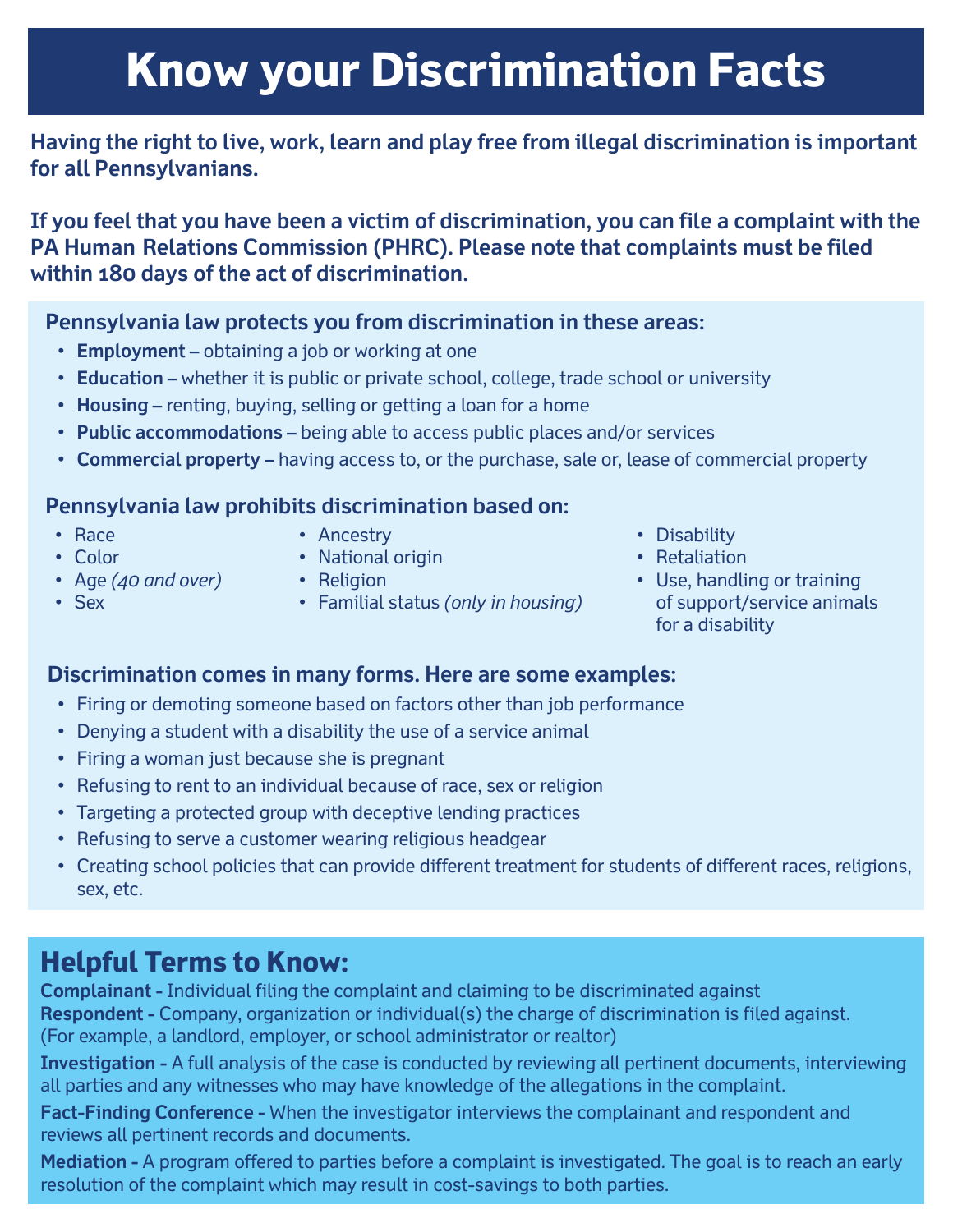# Know your Discrimination Facts

**Having the right to live, work, learn and play free from illegal discrimination is important for all Pennsylvanians.**

**If you feel that you have been a victim of discrimination, you can file a complaint with the PA Human Relations Commission (PHRC). Please note that complaints must be filed within 180 days of the act of discrimination.**

### Pennsylvania law protects you from discrimination in these areas:

- **Employment –** obtaining a job or working at one
- **Education –** whether it is public or private school, college, trade school or university
- **Housing –** renting, buying, selling or getting a loan for a home
- **Public accommodations –** being able to access public places and/or services
- **Commercial property –** having access to, or the purchase, sale or, lease of commercial property

### Pennsylvania law prohibits discrimination based on:

- Race
- Color
- Age *(40 and over)*
- Sex
- Ancestry
- National origin
- Religion
- Familial status *(only in housing)*
- Disability
- Retaliation
- Use, handling or training of support/service animals for a disability

### Discrimination comes in many forms. Here are some examples:

- Firing or demoting someone based on factors other than job performance
- Denying a student with a disability the use of a service animal
- Firing a woman just because she is pregnant
- Refusing to rent to an individual because of race, sex or religion
- Targeting a protected group with deceptive lending practices
- Refusing to serve a customer wearing religious headgear
- Creating school policies that can provide different treatment for students of different races, religions, sex, etc.

## Helpful Terms to Know:

**Complainant -** Individual filing the complaint and claiming to be discriminated against

**Respondent -** Company, organization or individual(s) the charge of discrimination is filed against. (For example, a landlord, employer, or school administrator or realtor)

**Investigation -** A full analysis of the case is conducted by reviewing all pertinent documents, interviewing all parties and any witnesses who may have knowledge of the allegations in the complaint.

**Fact-Finding Conference -** When the investigator interviews the complainant and respondent and reviews all pertinent records and documents.

**Mediation -** A program offered to parties before a complaint is investigated. The goal is to reach an early resolution of the complaint which may result in cost-savings to both parties.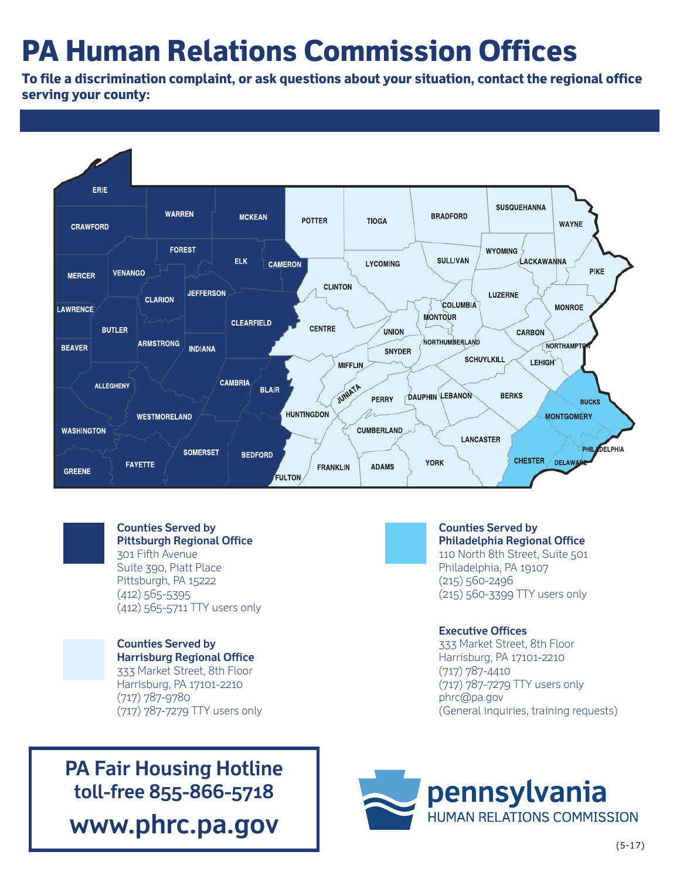# PA Human Relations Commission Offices

**To file a discrimination complaint, or ask questions about your situation, contact the regional office serving your county:**

ERIE
CRAWFORD
WARREN
MCKEAN
POTTER
TIOGA
BRADFORD
SUSQUEHANNA
WAYNE
MERCER
VENANGO
FOREST
ELK
CAMERON
LYCOMING
SULLIVAN
WYOMING
LACKAWANNA
PIKE
LAWRENCE
CLARION
JEFFERSON
CLINTON
COLUMBIA
LUZERNE
MONROE
BUTLER
CLEARFIELD
CENTRE
MONTOUR
UNION
BEAVER
ARMSTRONG
INDIANA
NORTHUMBERLAND
CARBON
SNYDER
NORTHAMPTON
SCHUYLKILL
LEHIGH
ALLEGHENY
MIFFLIN
CAMBRIA
BLAIR
JUNIATA
PERRY
DAUPHIN
LEBANON
BERKS
BUCKS
WESTMORELAND
HUNTINGDON
MONTGOMERY
WASHINGTON
CUMBERLAND
LANCASTER
SOMERSET
PHILADELPHIA
BEDFORD
YORK
CHESTER
DELAWARE
GREENE
FAYETTE
FRANKLIN
ADAMS
FULTON

**Counties Served by Pittsburgh Regional Office**
301 Fifth Avenue
Suite 390, Piatt Place
Pittsburgh, PA 15222
(412) 565-5395
(412) 565-5711 TTY users only

**Counties Served by Harrisburg Regional Office**
333 Market Street, 8th Floor
Harrisburg, PA 17101-2210
(717) 787-9780
(717) 787-7279 TTY users only

**Counties Served by Philadelphia Regional Office**
110 North 8th Street, Suite 501
Philadelphia, PA 19107
(215) 560-2496
(215) 560-3399 TTY users only

**Executive Offices**
333 Market Street, 8th Floor
Harrisburg, PA 17101-2210
(717) 787-4410
(717) 787-7279 TTY users only
phrc@pa.gov
(General inquiries, training requests)

## PA Fair Housing Hotline
## toll-free 855-866-5718
## www.phrc.pa.gov

pennsylvania
HUMAN RELATIONS COMMISSION

(5-17)